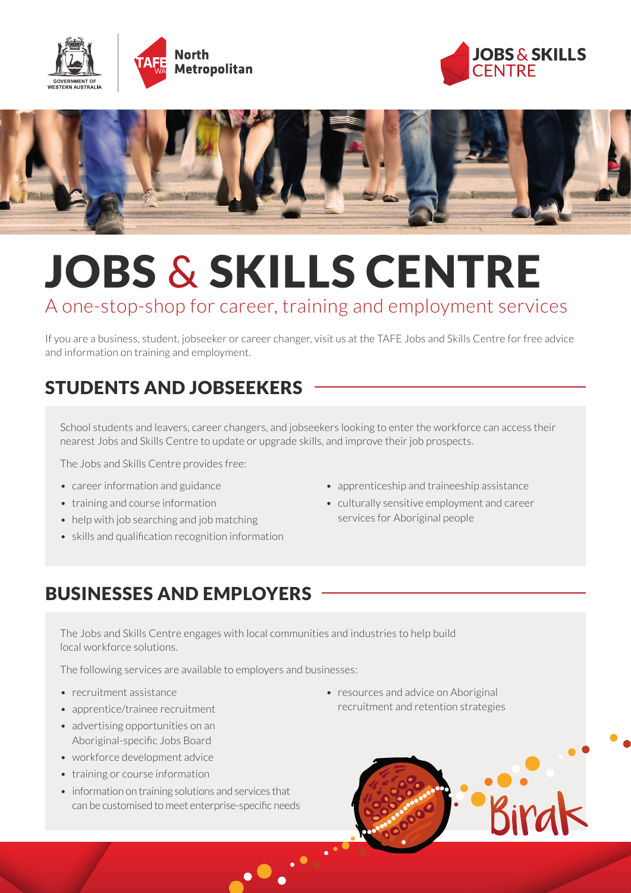# JOBS & SKILLS CENTRE

## A one-stop-shop for career, training and employment services

If you are a business, student, jobseeker or career changer, visit us at the TAFE Jobs and Skills Centre for free advice and information on training and employment.

## STUDENTS AND JOBSEEKERS

School students and leavers, career changers, and jobseekers looking to enter the workforce can access their nearest Jobs and Skills Centre to update or upgrade skills, and improve their job prospects.

The Jobs and Skills Centre provides free:

- career information and guidance
- training and course information
- help with job searching and job matching
- skills and qualification recognition information
- apprenticeship and traineeship assistance
- culturally sensitive employment and career services for Aboriginal people

## BUSINESSES AND EMPLOYERS

The Jobs and Skills Centre engages with local communities and industries to help build local workforce solutions.

The following services are available to employers and businesses:

- recruitment assistance
- apprentice/trainee recruitment
- advertising opportunities on an Aboriginal-specific Jobs Board
- workforce development advice
- training or course information
- information on training solutions and services that can be customised to meet enterprise-specific needs
- resources and advice on Aboriginal recruitment and retention strategies

Birak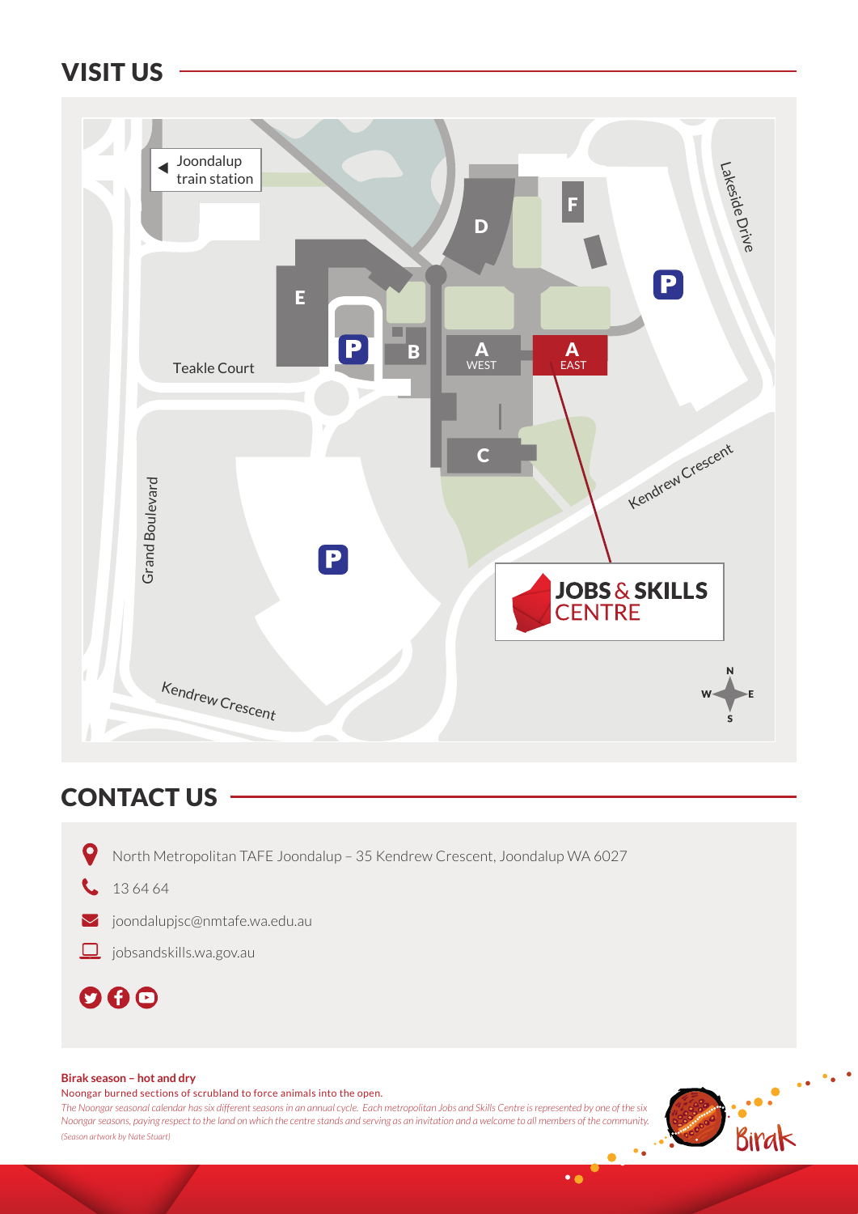## VISIT US

Joondalup train station

Teakle Court

Grand Boulevard

Kendrew Crescent

Lakeside Drive

D

F

E

P

B

A WEST

A EAST

C

P

P

JOBS & SKILLS CENTRE

N

W

E

S

## CONTACT US

North Metropolitan TAFE Joondalup – 35 Kendrew Crescent, Joondalup WA 6027

13 64 64

joondalupjsc@nmtafe.wa.edu.au

jobsandskills.wa.gov.au

**Birak season – hot and dry**

Noongar burned sections of scrubland to force animals into the open.

*The Noongar seasonal calendar has six different seasons in an annual cycle. Each metropolitan Jobs and Skills Centre is represented by one of the six Noongar seasons, paying respect to the land on which the centre stands and serving as an invitation and a welcome to all members of the community.*

*(Season artwork by Nate Stuart)*

Birak